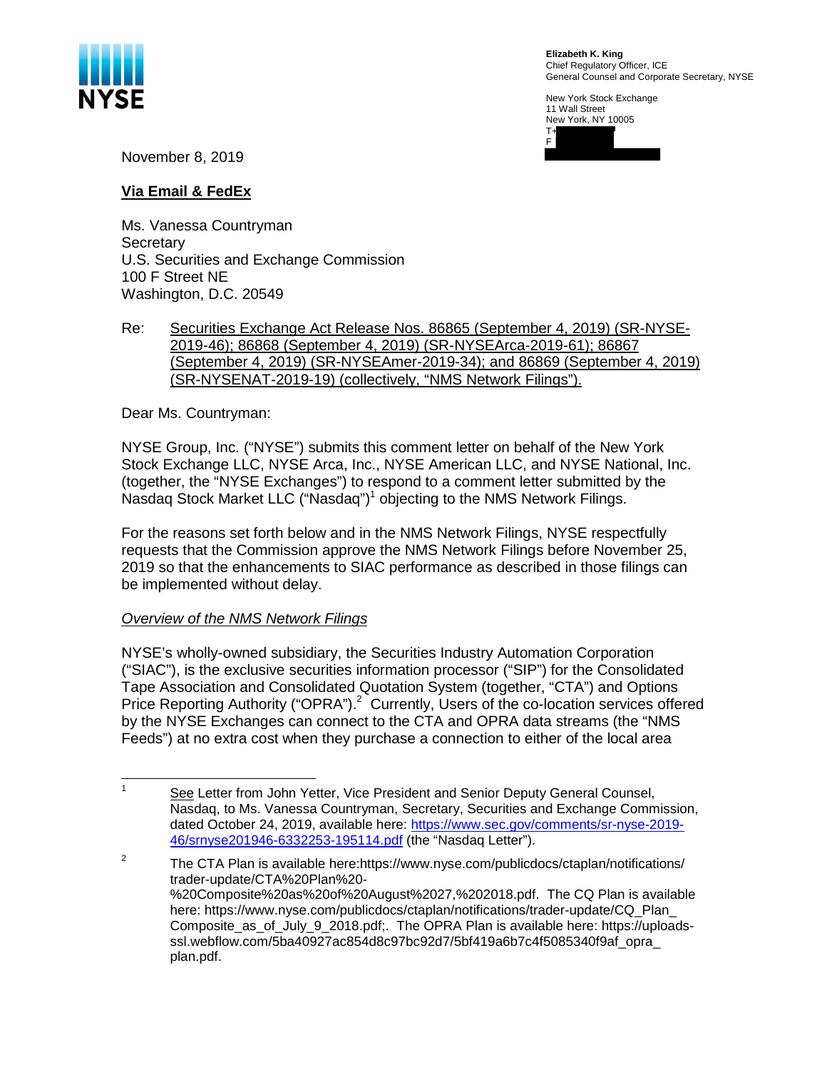NYSE

**Elizabeth K. King**
Chief Regulatory Officer, ICE
General Counsel and Corporate Secretary, NYSE

New York Stock Exchange
11 Wall Street
New York, NY 10005
T+
F

November 8, 2019

**Via Email & FedEx**

Ms. Vanessa Countryman
Secretary
U.S. Securities and Exchange Commission
100 F Street NE
Washington, D.C. 20549

Re: Securities Exchange Act Release Nos. 86865 (September 4, 2019) (SR-NYSE-2019-46); 86868 (September 4, 2019) (SR-NYSEArca-2019-61); 86867 (September 4, 2019) (SR-NYSEAmer-2019-34); and 86869 (September 4, 2019) (SR-NYSENAT-2019-19) (collectively, "NMS Network Filings").

Dear Ms. Countryman:

NYSE Group, Inc. ("NYSE") submits this comment letter on behalf of the New York Stock Exchange LLC, NYSE Arca, Inc., NYSE American LLC, and NYSE National, Inc. (together, the "NYSE Exchanges") to respond to a comment letter submitted by the Nasdaq Stock Market LLC ("Nasdaq")[1] objecting to the NMS Network Filings.

For the reasons set forth below and in the NMS Network Filings, NYSE respectfully requests that the Commission approve the NMS Network Filings before November 25, 2019 so that the enhancements to SIAC performance as described in those filings can be implemented without delay.

*Overview of the NMS Network Filings*

NYSE's wholly-owned subsidiary, the Securities Industry Automation Corporation ("SIAC"), is the exclusive securities information processor ("SIP") for the Consolidated Tape Association and Consolidated Quotation System (together, "CTA") and Options Price Reporting Authority ("OPRA").[2] Currently, Users of the co-location services offered by the NYSE Exchanges can connect to the CTA and OPRA data streams (the "NMS Feeds") at no extra cost when they purchase a connection to either of the local area

[1] See Letter from John Yetter, Vice President and Senior Deputy General Counsel, Nasdaq, to Ms. Vanessa Countryman, Secretary, Securities and Exchange Commission, dated October 24, 2019, available here: https://www.sec.gov/comments/sr-nyse-2019-46/srnyse201946-6332253-195114.pdf (the "Nasdaq Letter").

[2] The CTA Plan is available here:https://www.nyse.com/publicdocs/ctaplan/notifications/trader-update/CTA%20Plan%20-%20Composite%20as%20of%20August%2027,%202018.pdf. The CQ Plan is available here: https://www.nyse.com/publicdocs/ctaplan/notifications/trader-update/CQ_Plan_Composite_as_of_July_9_2018.pdf;. The OPRA Plan is available here: https://uploads-ssl.webflow.com/5ba40927ac854d8c97bc92d7/5bf419a6b7c4f5085340f9af_opra_plan.pdf.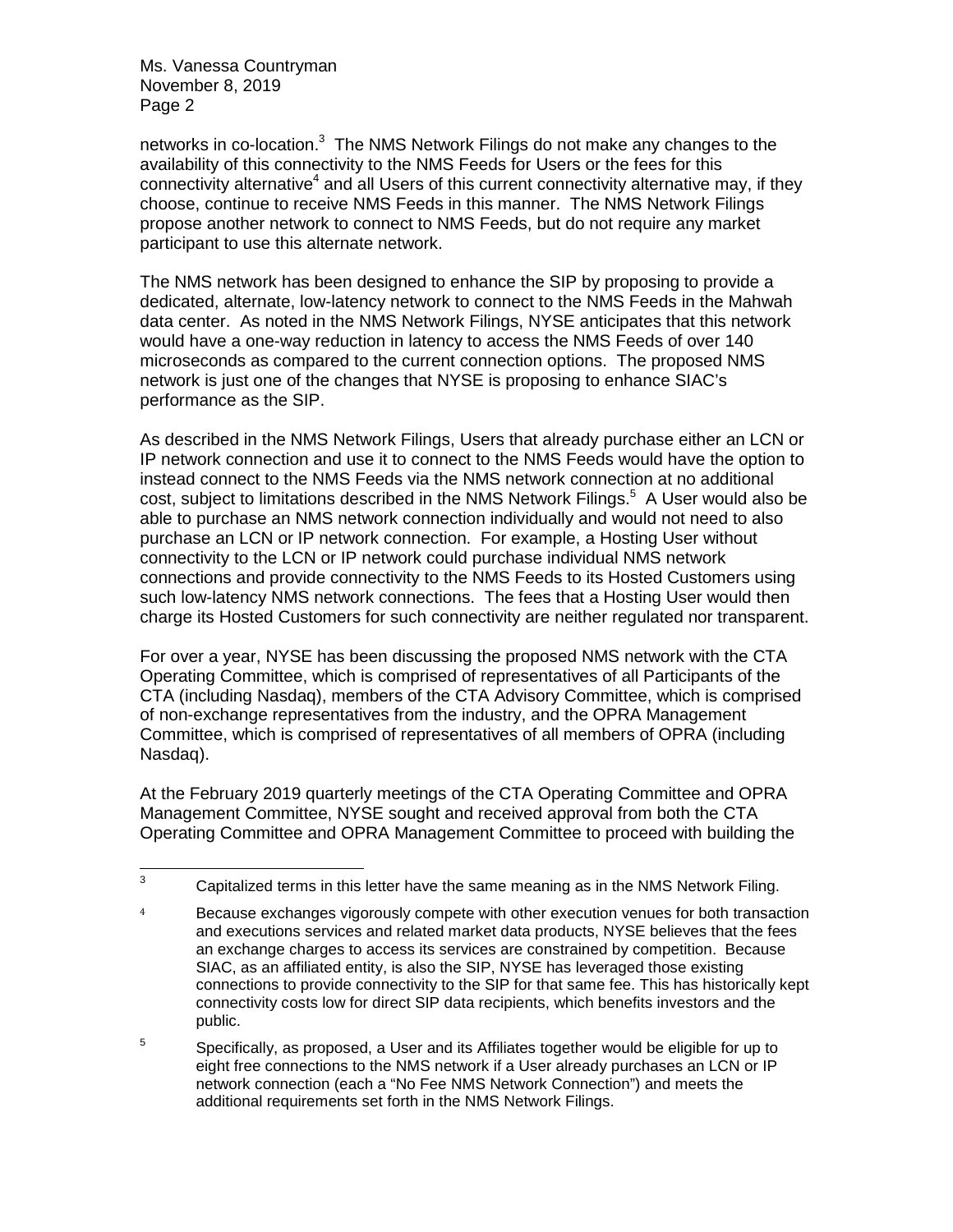networks in co-location.[3] The NMS Network Filings do not make any changes to the availability of this connectivity to the NMS Feeds for Users or the fees for this connectivity alternative[4] and all Users of this current connectivity alternative may, if they choose, continue to receive NMS Feeds in this manner. The NMS Network Filings propose another network to connect to NMS Feeds, but do not require any market participant to use this alternate network.

The NMS network has been designed to enhance the SIP by proposing to provide a dedicated, alternate, low-latency network to connect to the NMS Feeds in the Mahwah data center. As noted in the NMS Network Filings, NYSE anticipates that this network would have a one-way reduction in latency to access the NMS Feeds of over 140 microseconds as compared to the current connection options. The proposed NMS network is just one of the changes that NYSE is proposing to enhance SIAC's performance as the SIP.

As described in the NMS Network Filings, Users that already purchase either an LCN or IP network connection and use it to connect to the NMS Feeds would have the option to instead connect to the NMS Feeds via the NMS network connection at no additional cost, subject to limitations described in the NMS Network Filings.[5] A User would also be able to purchase an NMS network connection individually and would not need to also purchase an LCN or IP network connection. For example, a Hosting User without connectivity to the LCN or IP network could purchase individual NMS network connections and provide connectivity to the NMS Feeds to its Hosted Customers using such low-latency NMS network connections. The fees that a Hosting User would then charge its Hosted Customers for such connectivity are neither regulated nor transparent.

For over a year, NYSE has been discussing the proposed NMS network with the CTA Operating Committee, which is comprised of representatives of all Participants of the CTA (including Nasdaq), members of the CTA Advisory Committee, which is comprised of non-exchange representatives from the industry, and the OPRA Management Committee, which is comprised of representatives of all members of OPRA (including Nasdaq).

At the February 2019 quarterly meetings of the CTA Operating Committee and OPRA Management Committee, NYSE sought and received approval from both the CTA Operating Committee and OPRA Management Committee to proceed with building the

---

[3] Capitalized terms in this letter have the same meaning as in the NMS Network Filing.

[4] Because exchanges vigorously compete with other execution venues for both transaction and executions services and related market data products, NYSE believes that the fees an exchange charges to access its services are constrained by competition. Because SIAC, as an affiliated entity, is also the SIP, NYSE has leveraged those existing connections to provide connectivity to the SIP for that same fee. This has historically kept connectivity costs low for direct SIP data recipients, which benefits investors and the public.

[5] Specifically, as proposed, a User and its Affiliates together would be eligible for up to eight free connections to the NMS network if a User already purchases an LCN or IP network connection (each a "No Fee NMS Network Connection") and meets the additional requirements set forth in the NMS Network Filings.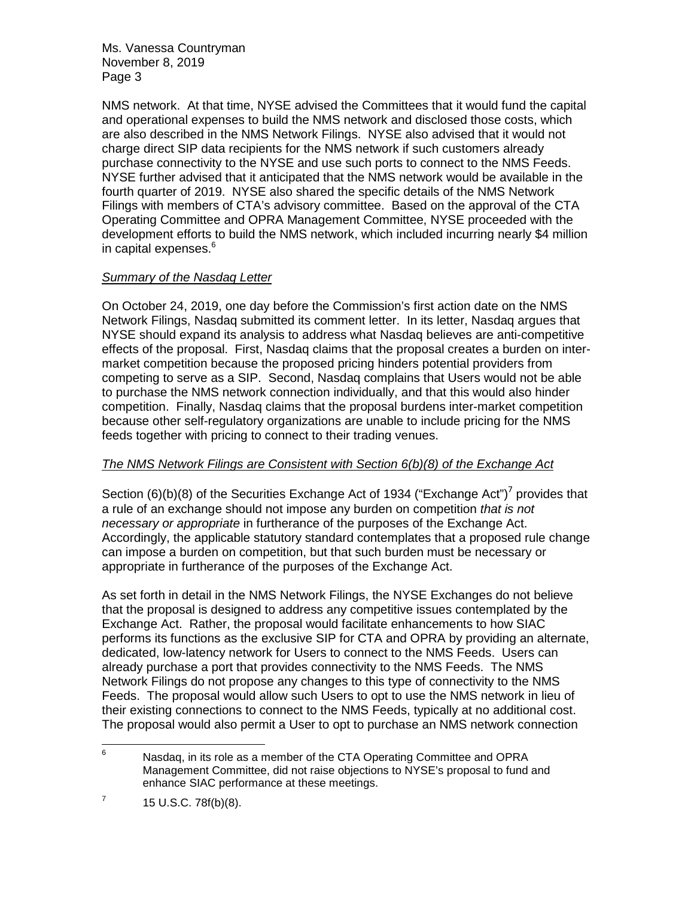NMS network. At that time, NYSE advised the Committees that it would fund the capital and operational expenses to build the NMS network and disclosed those costs, which are also described in the NMS Network Filings. NYSE also advised that it would not charge direct SIP data recipients for the NMS network if such customers already purchase connectivity to the NYSE and use such ports to connect to the NMS Feeds. NYSE further advised that it anticipated that the NMS network would be available in the fourth quarter of 2019. NYSE also shared the specific details of the NMS Network Filings with members of CTA's advisory committee. Based on the approval of the CTA Operating Committee and OPRA Management Committee, NYSE proceeded with the development efforts to build the NMS network, which included incurring nearly $4 million in capital expenses.[6]

*Summary of the Nasdaq Letter*

On October 24, 2019, one day before the Commission's first action date on the NMS Network Filings, Nasdaq submitted its comment letter. In its letter, Nasdaq argues that NYSE should expand its analysis to address what Nasdaq believes are anti-competitive effects of the proposal. First, Nasdaq claims that the proposal creates a burden on inter-market competition because the proposed pricing hinders potential providers from competing to serve as a SIP. Second, Nasdaq complains that Users would not be able to purchase the NMS network connection individually, and that this would also hinder competition. Finally, Nasdaq claims that the proposal burdens inter-market competition because other self-regulatory organizations are unable to include pricing for the NMS feeds together with pricing to connect to their trading venues.

*The NMS Network Filings are Consistent with Section 6(b)(8) of the Exchange Act*

Section (6)(b)(8) of the Securities Exchange Act of 1934 ("Exchange Act")[7] provides that a rule of an exchange should not impose any burden on competition *that is not necessary or appropriate* in furtherance of the purposes of the Exchange Act. Accordingly, the applicable statutory standard contemplates that a proposed rule change can impose a burden on competition, but that such burden must be necessary or appropriate in furtherance of the purposes of the Exchange Act.

As set forth in detail in the NMS Network Filings, the NYSE Exchanges do not believe that the proposal is designed to address any competitive issues contemplated by the Exchange Act. Rather, the proposal would facilitate enhancements to how SIAC performs its functions as the exclusive SIP for CTA and OPRA by providing an alternate, dedicated, low-latency network for Users to connect to the NMS Feeds. Users can already purchase a port that provides connectivity to the NMS Feeds. The NMS Network Filings do not propose any changes to this type of connectivity to the NMS Feeds. The proposal would allow such Users to opt to use the NMS network in lieu of their existing connections to connect to the NMS Feeds, typically at no additional cost. The proposal would also permit a User to opt to purchase an NMS network connection

---

[6] Nasdaq, in its role as a member of the CTA Operating Committee and OPRA Management Committee, did not raise objections to NYSE's proposal to fund and enhance SIAC performance at these meetings.

[7] 15 U.S.C. 78f(b)(8).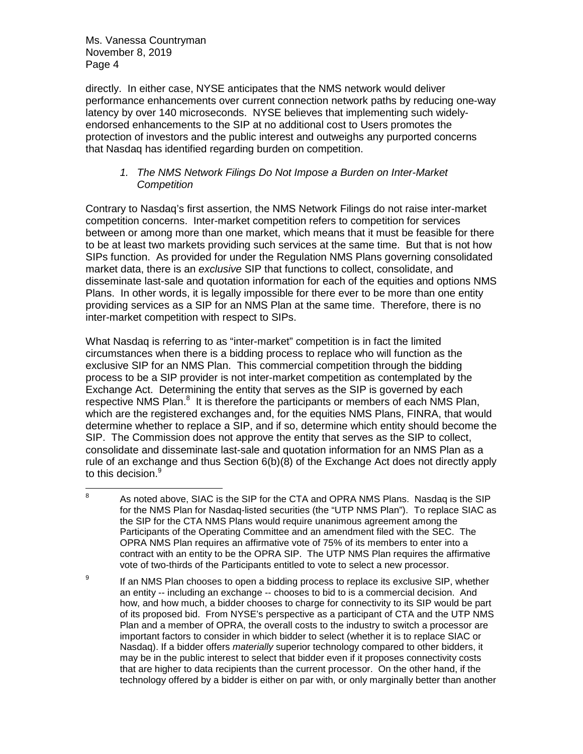directly. In either case, NYSE anticipates that the NMS network would deliver performance enhancements over current connection network paths by reducing one-way latency by over 140 microseconds. NYSE believes that implementing such widely-endorsed enhancements to the SIP at no additional cost to Users promotes the protection of investors and the public interest and outweighs any purported concerns that Nasdaq has identified regarding burden on competition.

### *1. The NMS Network Filings Do Not Impose a Burden on Inter-Market Competition*

Contrary to Nasdaq's first assertion, the NMS Network Filings do not raise inter-market competition concerns. Inter-market competition refers to competition for services between or among more than one market, which means that it must be feasible for there to be at least two markets providing such services at the same time. But that is not how SIPs function. As provided for under the Regulation NMS Plans governing consolidated market data, there is an *exclusive* SIP that functions to collect, consolidate, and disseminate last-sale and quotation information for each of the equities and options NMS Plans. In other words, it is legally impossible for there ever to be more than one entity providing services as a SIP for an NMS Plan at the same time. Therefore, there is no inter-market competition with respect to SIPs.

What Nasdaq is referring to as "inter-market" competition is in fact the limited circumstances when there is a bidding process to replace who will function as the exclusive SIP for an NMS Plan. This commercial competition through the bidding process to be a SIP provider is not inter-market competition as contemplated by the Exchange Act. Determining the entity that serves as the SIP is governed by each respective NMS Plan.[8] It is therefore the participants or members of each NMS Plan, which are the registered exchanges and, for the equities NMS Plans, FINRA, that would determine whether to replace a SIP, and if so, determine which entity should become the SIP. The Commission does not approve the entity that serves as the SIP to collect, consolidate and disseminate last-sale and quotation information for an NMS Plan as a rule of an exchange and thus Section 6(b)(8) of the Exchange Act does not directly apply to this decision.[9]

---

[8] As noted above, SIAC is the SIP for the CTA and OPRA NMS Plans. Nasdaq is the SIP for the NMS Plan for Nasdaq-listed securities (the "UTP NMS Plan"). To replace SIAC as the SIP for the CTA NMS Plans would require unanimous agreement among the Participants of the Operating Committee and an amendment filed with the SEC. The OPRA NMS Plan requires an affirmative vote of 75% of its members to enter into a contract with an entity to be the OPRA SIP. The UTP NMS Plan requires the affirmative vote of two-thirds of the Participants entitled to vote to select a new processor.

[9] If an NMS Plan chooses to open a bidding process to replace its exclusive SIP, whether an entity -- including an exchange -- chooses to bid to is a commercial decision. And how, and how much, a bidder chooses to charge for connectivity to its SIP would be part of its proposed bid. From NYSE's perspective as a participant of CTA and the UTP NMS Plan and a member of OPRA, the overall costs to the industry to switch a processor are important factors to consider in which bidder to select (whether it is to replace SIAC or Nasdaq). If a bidder offers *materially* superior technology compared to other bidders, it may be in the public interest to select that bidder even if it proposes connectivity costs that are higher to data recipients than the current processor. On the other hand, if the technology offered by a bidder is either on par with, or only marginally better than another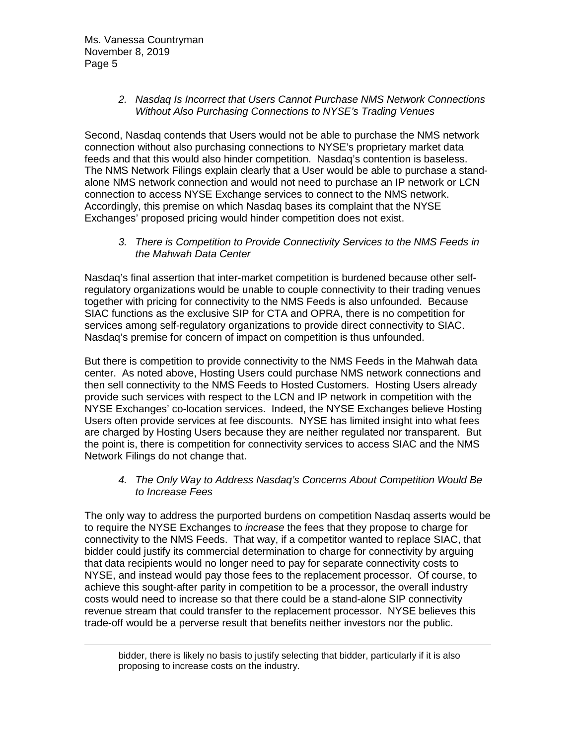*2. Nasdaq Is Incorrect that Users Cannot Purchase NMS Network Connections Without Also Purchasing Connections to NYSE's Trading Venues*

Second, Nasdaq contends that Users would not be able to purchase the NMS network connection without also purchasing connections to NYSE's proprietary market data feeds and that this would also hinder competition. Nasdaq's contention is baseless. The NMS Network Filings explain clearly that a User would be able to purchase a stand-alone NMS network connection and would not need to purchase an IP network or LCN connection to access NYSE Exchange services to connect to the NMS network. Accordingly, this premise on which Nasdaq bases its complaint that the NYSE Exchanges' proposed pricing would hinder competition does not exist.

*3. There is Competition to Provide Connectivity Services to the NMS Feeds in the Mahwah Data Center*

Nasdaq's final assertion that inter-market competition is burdened because other self-regulatory organizations would be unable to couple connectivity to their trading venues together with pricing for connectivity to the NMS Feeds is also unfounded. Because SIAC functions as the exclusive SIP for CTA and OPRA, there is no competition for services among self-regulatory organizations to provide direct connectivity to SIAC. Nasdaq's premise for concern of impact on competition is thus unfounded.

But there is competition to provide connectivity to the NMS Feeds in the Mahwah data center. As noted above, Hosting Users could purchase NMS network connections and then sell connectivity to the NMS Feeds to Hosted Customers. Hosting Users already provide such services with respect to the LCN and IP network in competition with the NYSE Exchanges' co-location services. Indeed, the NYSE Exchanges believe Hosting Users often provide services at fee discounts. NYSE has limited insight into what fees are charged by Hosting Users because they are neither regulated nor transparent. But the point is, there is competition for connectivity services to access SIAC and the NMS Network Filings do not change that.

*4. The Only Way to Address Nasdaq's Concerns About Competition Would Be to Increase Fees*

The only way to address the purported burdens on competition Nasdaq asserts would be to require the NYSE Exchanges to *increase* the fees that they propose to charge for connectivity to the NMS Feeds. That way, if a competitor wanted to replace SIAC, that bidder could justify its commercial determination to charge for connectivity by arguing that data recipients would no longer need to pay for separate connectivity costs to NYSE, and instead would pay those fees to the replacement processor. Of course, to achieve this sought-after parity in competition to be a processor, the overall industry costs would need to increase so that there could be a stand-alone SIP connectivity revenue stream that could transfer to the replacement processor. NYSE believes this trade-off would be a perverse result that benefits neither investors nor the public.

---

bidder, there is likely no basis to justify selecting that bidder, particularly if it is also proposing to increase costs on the industry.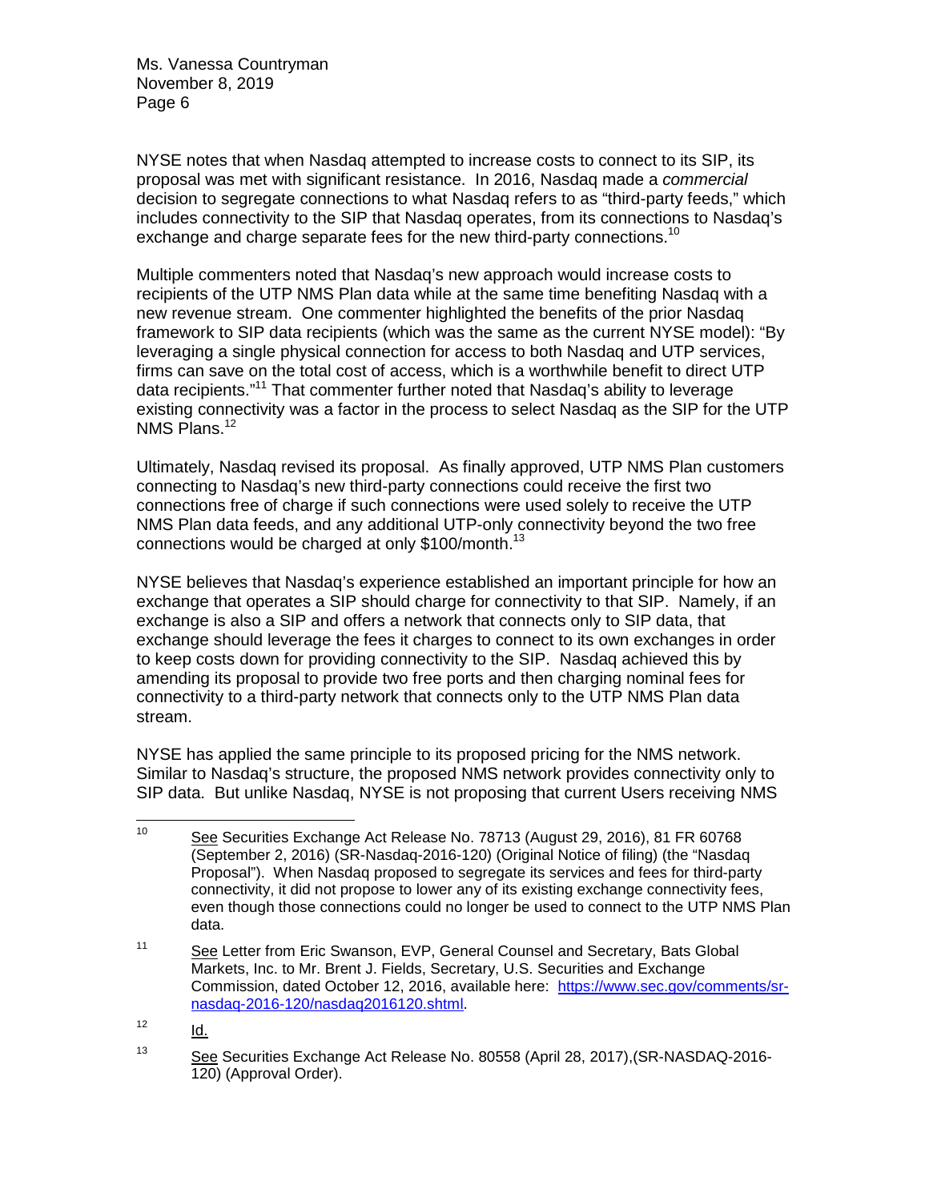NYSE notes that when Nasdaq attempted to increase costs to connect to its SIP, its proposal was met with significant resistance. In 2016, Nasdaq made a *commercial* decision to segregate connections to what Nasdaq refers to as "third-party feeds," which includes connectivity to the SIP that Nasdaq operates, from its connections to Nasdaq's exchange and charge separate fees for the new third-party connections.[10]

Multiple commenters noted that Nasdaq's new approach would increase costs to recipients of the UTP NMS Plan data while at the same time benefiting Nasdaq with a new revenue stream. One commenter highlighted the benefits of the prior Nasdaq framework to SIP data recipients (which was the same as the current NYSE model): "By leveraging a single physical connection for access to both Nasdaq and UTP services, firms can save on the total cost of access, which is a worthwhile benefit to direct UTP data recipients."[11] That commenter further noted that Nasdaq's ability to leverage existing connectivity was a factor in the process to select Nasdaq as the SIP for the UTP NMS Plans.[12]

Ultimately, Nasdaq revised its proposal. As finally approved, UTP NMS Plan customers connecting to Nasdaq's new third-party connections could receive the first two connections free of charge if such connections were used solely to receive the UTP NMS Plan data feeds, and any additional UTP-only connectivity beyond the two free connections would be charged at only $100/month.[13]

NYSE believes that Nasdaq's experience established an important principle for how an exchange that operates a SIP should charge for connectivity to that SIP. Namely, if an exchange is also a SIP and offers a network that connects only to SIP data, that exchange should leverage the fees it charges to connect to its own exchanges in order to keep costs down for providing connectivity to the SIP. Nasdaq achieved this by amending its proposal to provide two free ports and then charging nominal fees for connectivity to a third-party network that connects only to the UTP NMS Plan data stream.

NYSE has applied the same principle to its proposed pricing for the NMS network. Similar to Nasdaq's structure, the proposed NMS network provides connectivity only to SIP data. But unlike Nasdaq, NYSE is not proposing that current Users receiving NMS

---

[10] See Securities Exchange Act Release No. 78713 (August 29, 2016), 81 FR 60768 (September 2, 2016) (SR-Nasdaq-2016-120) (Original Notice of filing) (the "Nasdaq Proposal"). When Nasdaq proposed to segregate its services and fees for third-party connectivity, it did not propose to lower any of its existing exchange connectivity fees, even though those connections could no longer be used to connect to the UTP NMS Plan data.

[11] See Letter from Eric Swanson, EVP, General Counsel and Secretary, Bats Global Markets, Inc. to Mr. Brent J. Fields, Secretary, U.S. Securities and Exchange Commission, dated October 12, 2016, available here: https://www.sec.gov/comments/sr-nasdaq-2016-120/nasdaq2016120.shtml.

[12] Id.

[13] See Securities Exchange Act Release No. 80558 (April 28, 2017),(SR-NASDAQ-2016-120) (Approval Order).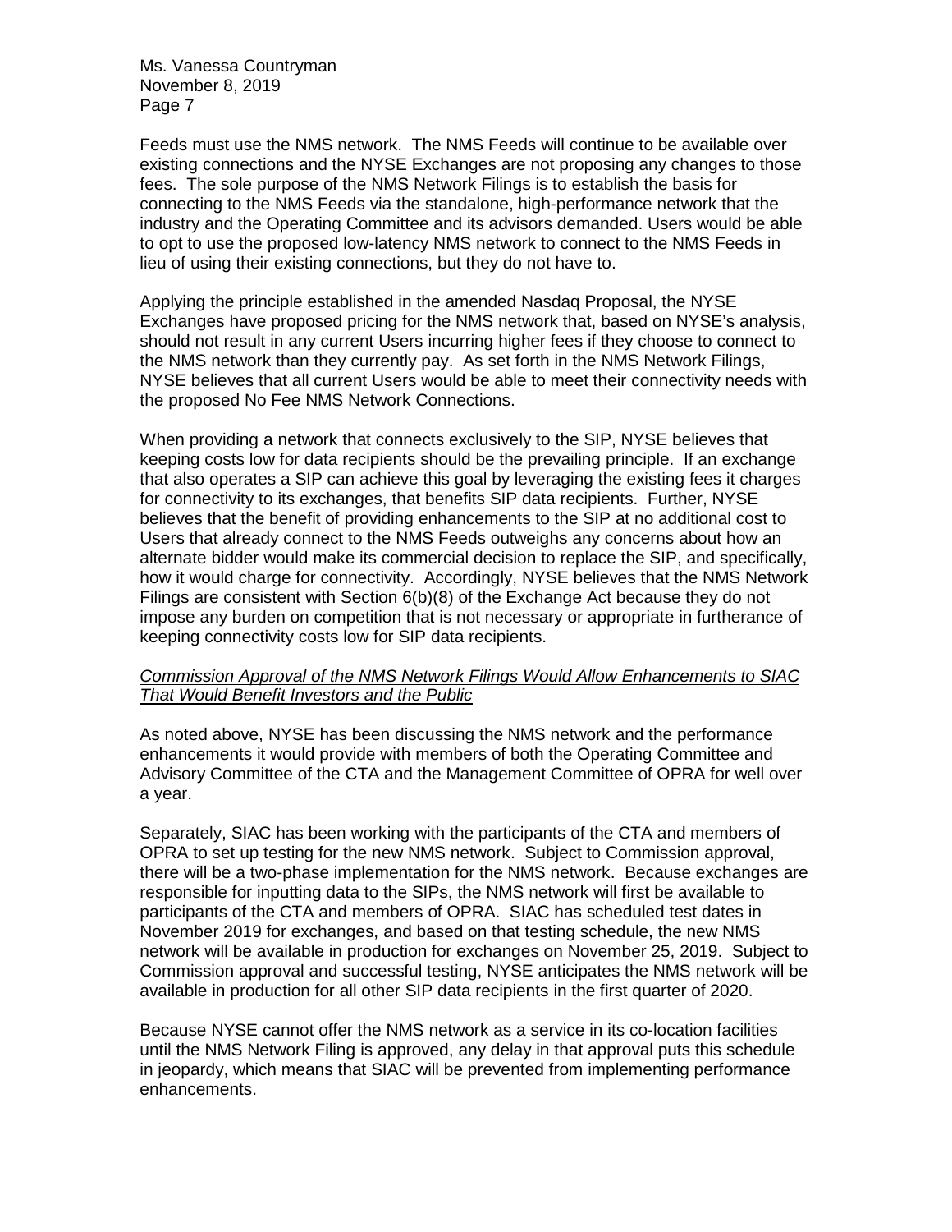Feeds must use the NMS network. The NMS Feeds will continue to be available over existing connections and the NYSE Exchanges are not proposing any changes to those fees. The sole purpose of the NMS Network Filings is to establish the basis for connecting to the NMS Feeds via the standalone, high-performance network that the industry and the Operating Committee and its advisors demanded. Users would be able to opt to use the proposed low-latency NMS network to connect to the NMS Feeds in lieu of using their existing connections, but they do not have to.

Applying the principle established in the amended Nasdaq Proposal, the NYSE Exchanges have proposed pricing for the NMS network that, based on NYSE's analysis, should not result in any current Users incurring higher fees if they choose to connect to the NMS network than they currently pay. As set forth in the NMS Network Filings, NYSE believes that all current Users would be able to meet their connectivity needs with the proposed No Fee NMS Network Connections.

When providing a network that connects exclusively to the SIP, NYSE believes that keeping costs low for data recipients should be the prevailing principle. If an exchange that also operates a SIP can achieve this goal by leveraging the existing fees it charges for connectivity to its exchanges, that benefits SIP data recipients. Further, NYSE believes that the benefit of providing enhancements to the SIP at no additional cost to Users that already connect to the NMS Feeds outweighs any concerns about how an alternate bidder would make its commercial decision to replace the SIP, and specifically, how it would charge for connectivity. Accordingly, NYSE believes that the NMS Network Filings are consistent with Section 6(b)(8) of the Exchange Act because they do not impose any burden on competition that is not necessary or appropriate in furtherance of keeping connectivity costs low for SIP data recipients.

*Commission Approval of the NMS Network Filings Would Allow Enhancements to SIAC That Would Benefit Investors and the Public*

As noted above, NYSE has been discussing the NMS network and the performance enhancements it would provide with members of both the Operating Committee and Advisory Committee of the CTA and the Management Committee of OPRA for well over a year.

Separately, SIAC has been working with the participants of the CTA and members of OPRA to set up testing for the new NMS network. Subject to Commission approval, there will be a two-phase implementation for the NMS network. Because exchanges are responsible for inputting data to the SIPs, the NMS network will first be available to participants of the CTA and members of OPRA. SIAC has scheduled test dates in November 2019 for exchanges, and based on that testing schedule, the new NMS network will be available in production for exchanges on November 25, 2019. Subject to Commission approval and successful testing, NYSE anticipates the NMS network will be available in production for all other SIP data recipients in the first quarter of 2020.

Because NYSE cannot offer the NMS network as a service in its co-location facilities until the NMS Network Filing is approved, any delay in that approval puts this schedule in jeopardy, which means that SIAC will be prevented from implementing performance enhancements.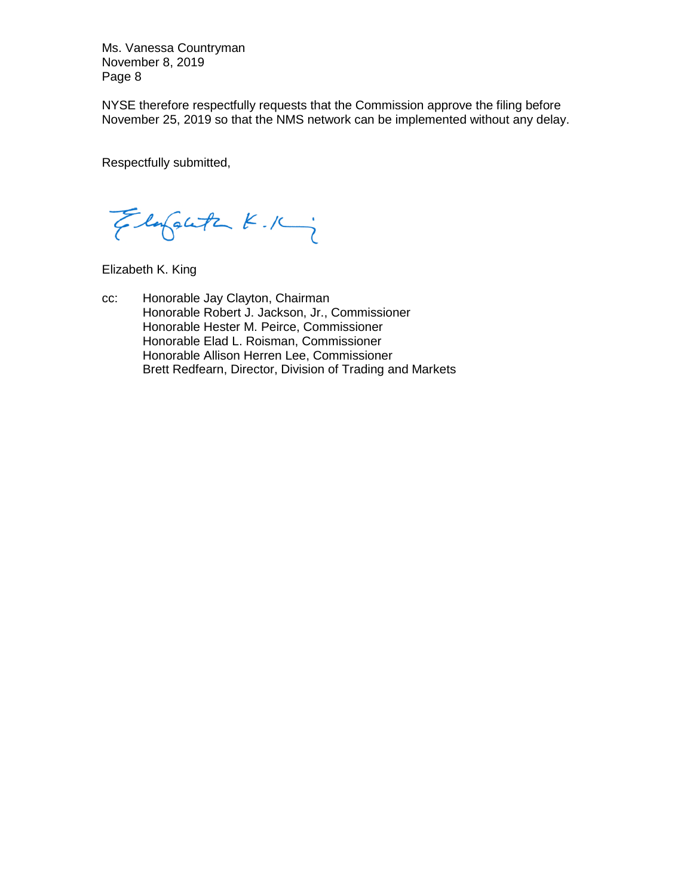Ms. Vanessa Countryman
November 8, 2019
Page 8

NYSE therefore respectfully requests that the Commission approve the filing before November 25, 2019 so that the NMS network can be implemented without any delay.

Respectfully submitted,

Elizabeth K. King

cc: Honorable Jay Clayton, Chairman
Honorable Robert J. Jackson, Jr., Commissioner
Honorable Hester M. Peirce, Commissioner
Honorable Elad L. Roisman, Commissioner
Honorable Allison Herren Lee, Commissioner
Brett Redfearn, Director, Division of Trading and Markets